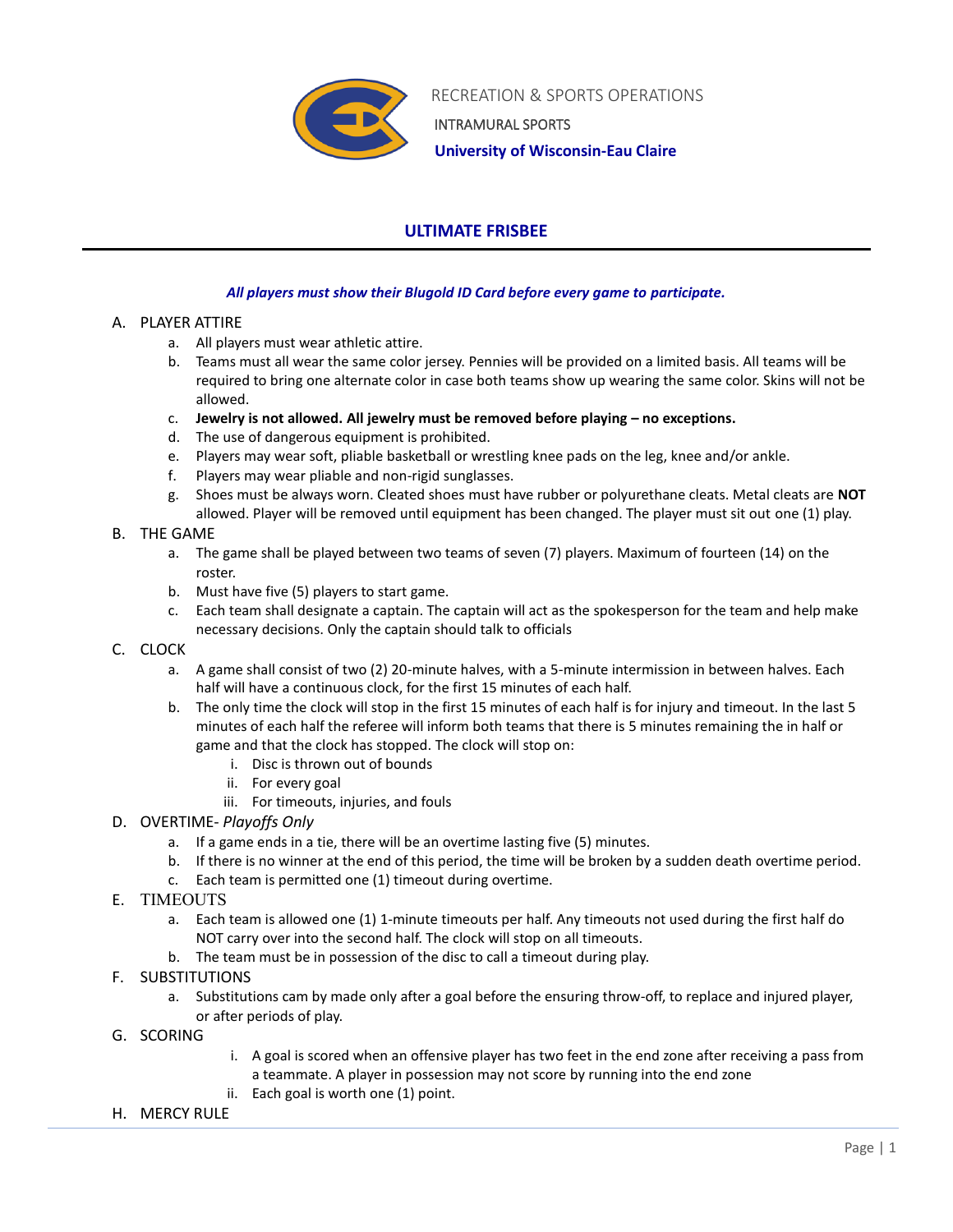RECREATION & SPORTS OPERATIONS

INTRAMURAL SPORTS

**University of Wisconsin-Eau Claire**

# ULTIMATE FRISBEE

***All players must show their Blugold ID Card before every game to participate.***

A. PLAYER ATTIRE
   a. All players must wear athletic attire.
   b. Teams must all wear the same color jersey. Pennies will be provided on a limited basis. All teams will be required to bring one alternate color in case both teams show up wearing the same color. Skins will not be allowed.
   c. **Jewelry is not allowed. All jewelry must be removed before playing – no exceptions.**
   d. The use of dangerous equipment is prohibited.
   e. Players may wear soft, pliable basketball or wrestling knee pads on the leg, knee and/or ankle.
   f. Players may wear pliable and non-rigid sunglasses.
   g. Shoes must be always worn. Cleated shoes must have rubber or polyurethane cleats. Metal cleats are **NOT** allowed. Player will be removed until equipment has been changed. The player must sit out one (1) play.

B. THE GAME
   a. The game shall be played between two teams of seven (7) players. Maximum of fourteen (14) on the roster.
   b. Must have five (5) players to start game.
   c. Each team shall designate a captain. The captain will act as the spokesperson for the team and help make necessary decisions. Only the captain should talk to officials

C. CLOCK
   a. A game shall consist of two (2) 20-minute halves, with a 5-minute intermission in between halves. Each half will have a continuous clock, for the first 15 minutes of each half.
   b. The only time the clock will stop in the first 15 minutes of each half is for injury and timeout. In the last 5 minutes of each half the referee will inform both teams that there is 5 minutes remaining the in half or game and that the clock has stopped. The clock will stop on:
      i. Disc is thrown out of bounds
      ii. For every goal
      iii. For timeouts, injuries, and fouls

D. OVERTIME- *Playoffs Only*
   a. If a game ends in a tie, there will be an overtime lasting five (5) minutes.
   b. If there is no winner at the end of this period, the time will be broken by a sudden death overtime period.
   c. Each team is permitted one (1) timeout during overtime.

E. TIMEOUTS
   a. Each team is allowed one (1) 1-minute timeouts per half. Any timeouts not used during the first half do NOT carry over into the second half. The clock will stop on all timeouts.
   b. The team must be in possession of the disc to call a timeout during play.

F. SUBSTITUTIONS
   a. Substitutions cam by made only after a goal before the ensuring throw-off, to replace and injured player, or after periods of play.

G. SCORING
      i. A goal is scored when an offensive player has two feet in the end zone after receiving a pass from a teammate. A player in possession may not score by running into the end zone
      ii. Each goal is worth one (1) point.

H. MERCY RULE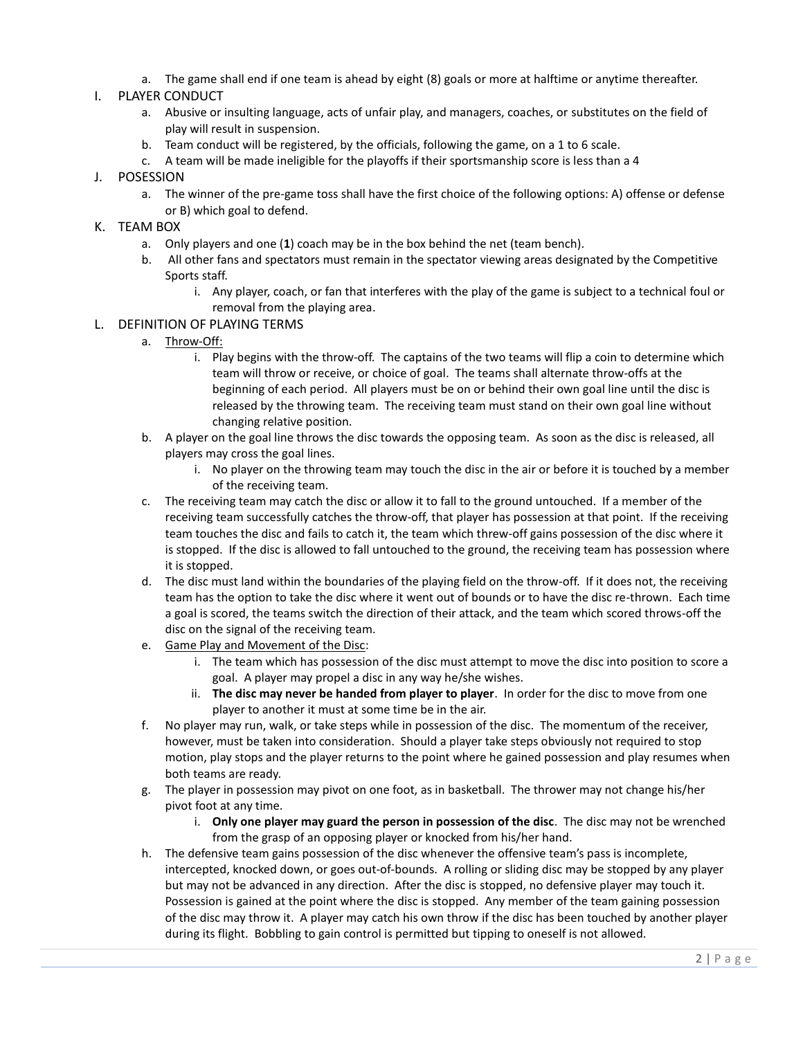a. The game shall end if one team is ahead by eight (8) goals or more at halftime or anytime thereafter.

I. PLAYER CONDUCT
   a. Abusive or insulting language, acts of unfair play, and managers, coaches, or substitutes on the field of play will result in suspension.
   b. Team conduct will be registered, by the officials, following the game, on a 1 to 6 scale.
   c. A team will be made ineligible for the playoffs if their sportsmanship score is less than a 4

J. POSESSION
   a. The winner of the pre-game toss shall have the first choice of the following options: A) offense or defense or B) which goal to defend.

K. TEAM BOX
   a. Only players and one (**1**) coach may be in the box behind the net (team bench).
   b. All other fans and spectators must remain in the spectator viewing areas designated by the Competitive Sports staff.
      i. Any player, coach, or fan that interferes with the play of the game is subject to a technical foul or removal from the playing area.

L. DEFINITION OF PLAYING TERMS
   a. Throw-Off:
      i. Play begins with the throw-off. The captains of the two teams will flip a coin to determine which team will throw or receive, or choice of goal. The teams shall alternate throw-offs at the beginning of each period. All players must be on or behind their own goal line until the disc is released by the throwing team. The receiving team must stand on their own goal line without changing relative position.
   b. A player on the goal line throws the disc towards the opposing team. As soon as the disc is released, all players may cross the goal lines.
      i. No player on the throwing team may touch the disc in the air or before it is touched by a member of the receiving team.
   c. The receiving team may catch the disc or allow it to fall to the ground untouched. If a member of the receiving team successfully catches the throw-off, that player has possession at that point. If the receiving team touches the disc and fails to catch it, the team which threw-off gains possession of the disc where it is stopped. If the disc is allowed to fall untouched to the ground, the receiving team has possession where it is stopped.
   d. The disc must land within the boundaries of the playing field on the throw-off. If it does not, the receiving team has the option to take the disc where it went out of bounds or to have the disc re-thrown. Each time a goal is scored, the teams switch the direction of their attack, and the team which scored throws-off the disc on the signal of the receiving team.
   e. Game Play and Movement of the Disc:
      i. The team which has possession of the disc must attempt to move the disc into position to score a goal. A player may propel a disc in any way he/she wishes.
      ii. **The disc may never be handed from player to player**. In order for the disc to move from one player to another it must at some time be in the air.
   f. No player may run, walk, or take steps while in possession of the disc. The momentum of the receiver, however, must be taken into consideration. Should a player take steps obviously not required to stop motion, play stops and the player returns to the point where he gained possession and play resumes when both teams are ready.
   g. The player in possession may pivot on one foot, as in basketball. The thrower may not change his/her pivot foot at any time.
      i. **Only one player may guard the person in possession of the disc**. The disc may not be wrenched from the grasp of an opposing player or knocked from his/her hand.
   h. The defensive team gains possession of the disc whenever the offensive team's pass is incomplete, intercepted, knocked down, or goes out-of-bounds. A rolling or sliding disc may be stopped by any player but may not be advanced in any direction. After the disc is stopped, no defensive player may touch it. Possession is gained at the point where the disc is stopped. Any member of the team gaining possession of the disc may throw it. A player may catch his own throw if the disc has been touched by another player during its flight. Bobbling to gain control is permitted but tipping to oneself is not allowed.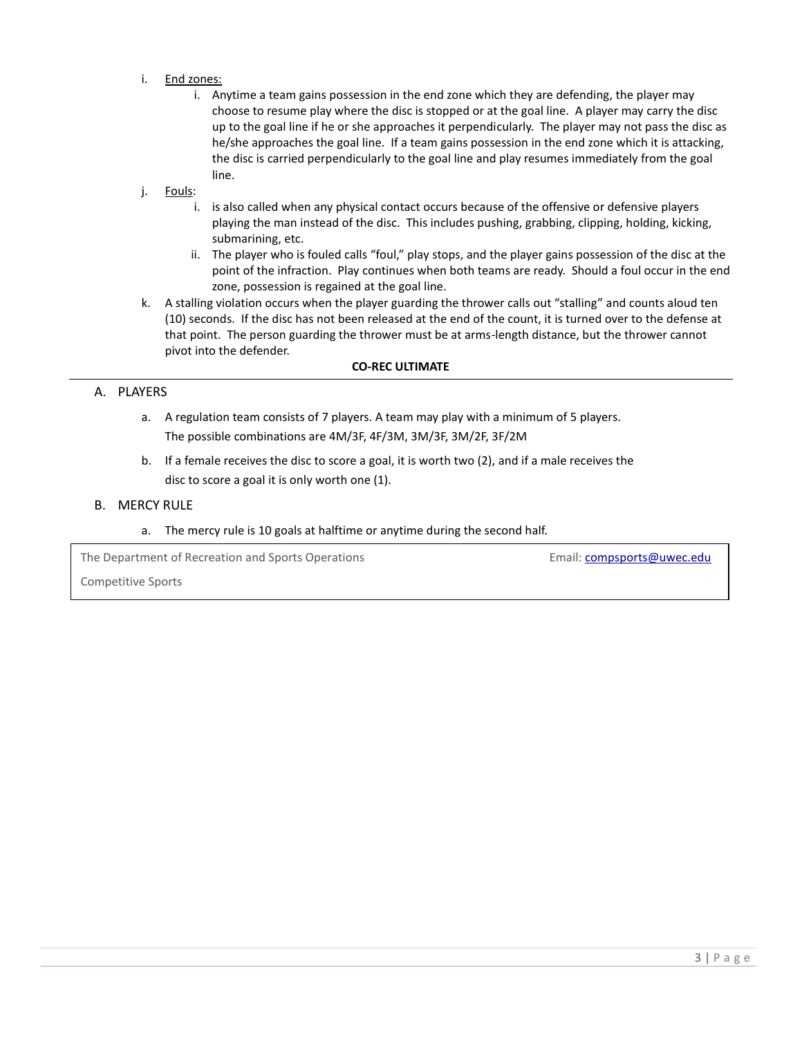i. End zones:
   i. Anytime a team gains possession in the end zone which they are defending, the player may choose to resume play where the disc is stopped or at the goal line. A player may carry the disc up to the goal line if he or she approaches it perpendicularly. The player may not pass the disc as he/she approaches the goal line. If a team gains possession in the end zone which it is attacking, the disc is carried perpendicularly to the goal line and play resumes immediately from the goal line.

j. Fouls:
   i. is also called when any physical contact occurs because of the offensive or defensive players playing the man instead of the disc. This includes pushing, grabbing, clipping, holding, kicking, submarining, etc.
   ii. The player who is fouled calls "foul," play stops, and the player gains possession of the disc at the point of the infraction. Play continues when both teams are ready. Should a foul occur in the end zone, possession is regained at the goal line.

k. A stalling violation occurs when the player guarding the thrower calls out "stalling" and counts aloud ten (10) seconds. If the disc has not been released at the end of the count, it is turned over to the defense at that point. The person guarding the thrower must be at arms-length distance, but the thrower cannot pivot into the defender.

## CO-REC ULTIMATE

### A. PLAYERS

a. A regulation team consists of 7 players. A team may play with a minimum of 5 players. The possible combinations are 4M/3F, 4F/3M, 3M/3F, 3M/2F, 3F/2M

b. If a female receives the disc to score a goal, it is worth two (2), and if a male receives the disc to score a goal it is only worth one (1).

### B. MERCY RULE

a. The mercy rule is 10 goals at halftime or anytime during the second half.

The Department of Recreation and Sports Operations

Competitive Sports

Email: compsports@uwec.edu